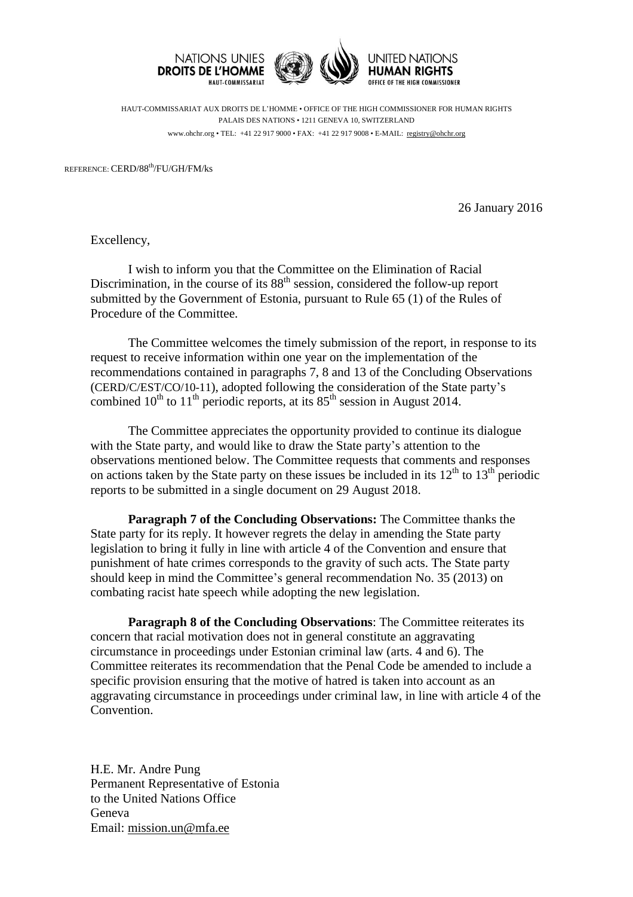NATIONS UNIES
**DROITS DE L'HOMME**
HAUT-COMMISSARIAT

UNITED NATIONS
**HUMAN RIGHTS**
OFFICE OF THE HIGH COMMISSIONER

HAUT-COMMISSARIAT AUX DROITS DE L'HOMME • OFFICE OF THE HIGH COMMISSIONER FOR HUMAN RIGHTS
PALAIS DES NATIONS • 1211 GENEVA 10, SWITZERLAND
www.ohchr.org • TEL: +41 22 917 9000 • FAX: +41 22 917 9008 • E-MAIL: registry@ohchr.org

REFERENCE: CERD/88th/FU/GH/FM/ks

26 January 2016

Excellency,

I wish to inform you that the Committee on the Elimination of Racial Discrimination, in the course of its 88th session, considered the follow-up report submitted by the Government of Estonia, pursuant to Rule 65 (1) of the Rules of Procedure of the Committee.

The Committee welcomes the timely submission of the report, in response to its request to receive information within one year on the implementation of the recommendations contained in paragraphs 7, 8 and 13 of the Concluding Observations (CERD/C/EST/CO/10-11), adopted following the consideration of the State party's combined 10th to 11th periodic reports, at its 85th session in August 2014.

The Committee appreciates the opportunity provided to continue its dialogue with the State party, and would like to draw the State party's attention to the observations mentioned below. The Committee requests that comments and responses on actions taken by the State party on these issues be included in its 12th to 13th periodic reports to be submitted in a single document on 29 August 2018.

**Paragraph 7 of the Concluding Observations:** The Committee thanks the State party for its reply. It however regrets the delay in amending the State party legislation to bring it fully in line with article 4 of the Convention and ensure that punishment of hate crimes corresponds to the gravity of such acts. The State party should keep in mind the Committee's general recommendation No. 35 (2013) on combating racist hate speech while adopting the new legislation.

**Paragraph 8 of the Concluding Observations**: The Committee reiterates its concern that racial motivation does not in general constitute an aggravating circumstance in proceedings under Estonian criminal law (arts. 4 and 6). The Committee reiterates its recommendation that the Penal Code be amended to include a specific provision ensuring that the motive of hatred is taken into account as an aggravating circumstance in proceedings under criminal law, in line with article 4 of the Convention.

H.E. Mr. Andre Pung
Permanent Representative of Estonia
to the United Nations Office
Geneva
Email: mission.un@mfa.ee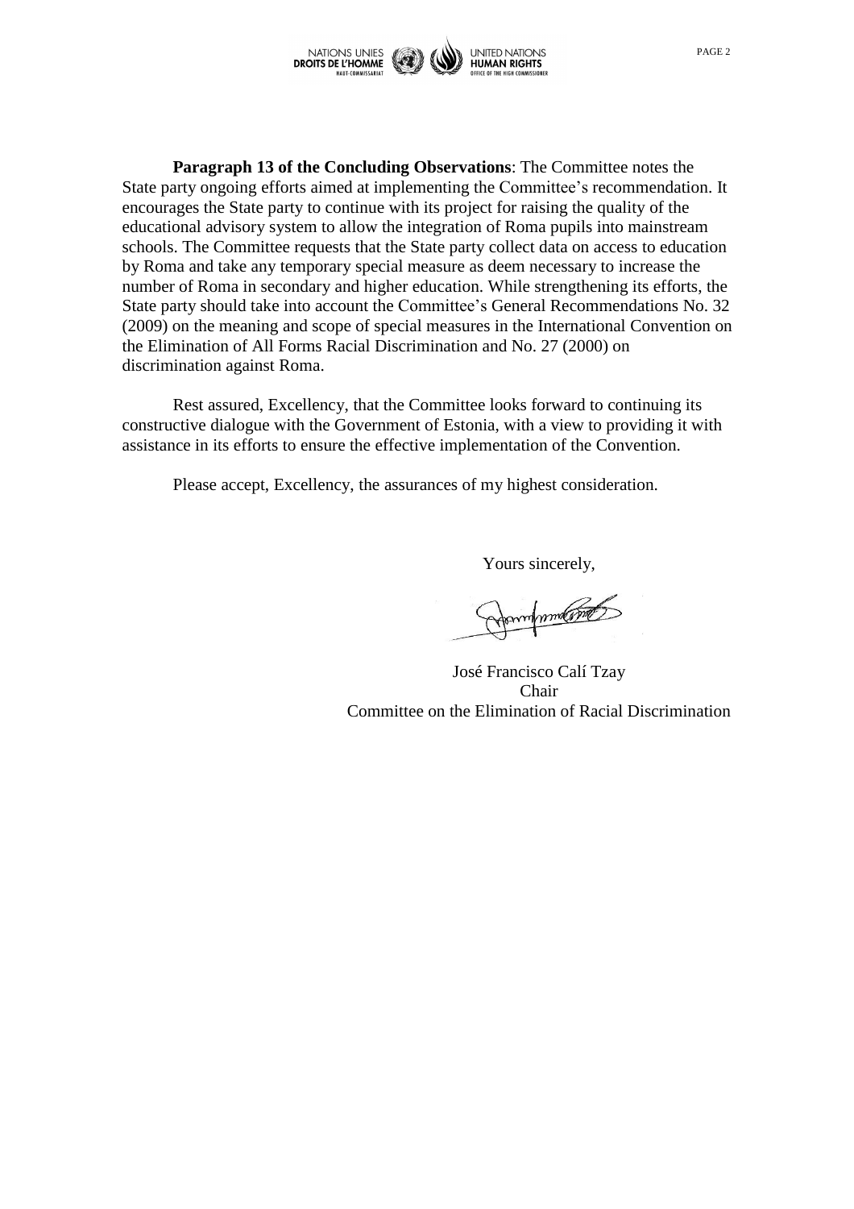**Paragraph 13 of the Concluding Observations**: The Committee notes the State party ongoing efforts aimed at implementing the Committee's recommendation. It encourages the State party to continue with its project for raising the quality of the educational advisory system to allow the integration of Roma pupils into mainstream schools. The Committee requests that the State party collect data on access to education by Roma and take any temporary special measure as deem necessary to increase the number of Roma in secondary and higher education. While strengthening its efforts, the State party should take into account the Committee's General Recommendations No. 32 (2009) on the meaning and scope of special measures in the International Convention on the Elimination of All Forms Racial Discrimination and No. 27 (2000) on discrimination against Roma.

Rest assured, Excellency, that the Committee looks forward to continuing its constructive dialogue with the Government of Estonia, with a view to providing it with assistance in its efforts to ensure the effective implementation of the Convention.

Please accept, Excellency, the assurances of my highest consideration.

Yours sincerely,

José Francisco Calí Tzay
Chair
Committee on the Elimination of Racial Discrimination